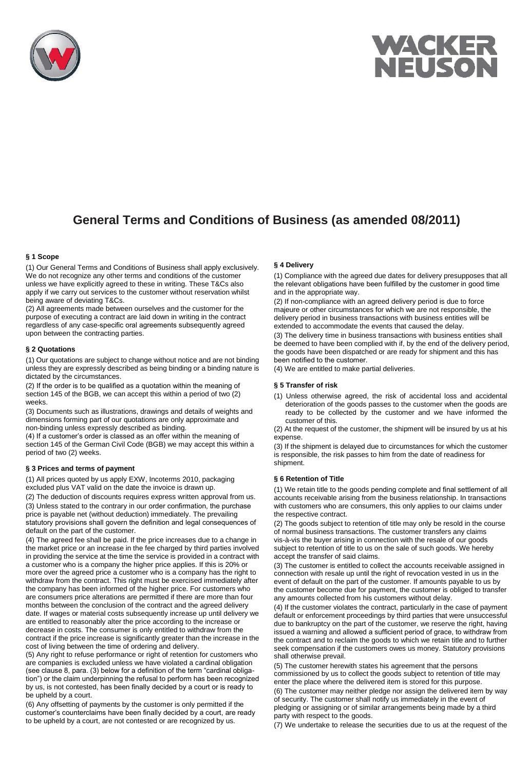# General Terms and Conditions of Business (as amended 08/2011)

### § 1 Scope

(1) Our General Terms and Conditions of Business shall apply exclusively. We do not recognize any other terms and conditions of the customer unless we have explicitly agreed to these in writing. These T&Cs also apply if we carry out services to the customer without reservation whilst being aware of deviating T&Cs.

(2) All agreements made between ourselves and the customer for the purpose of executing a contract are laid down in writing in the contract regardless of any case-specific oral agreements subsequently agreed upon between the contracting parties.

### § 2 Quotations

(1) Our quotations are subject to change without notice and are not binding unless they are expressly described as being binding or a binding nature is dictated by the circumstances.

(2) If the order is to be qualified as a quotation within the meaning of section 145 of the BGB, we can accept this within a period of two (2) weeks.

(3) Documents such as illustrations, drawings and details of weights and dimensions forming part of our quotations are only approximate and non-binding unless expressly described as binding.

(4) If a customer's order is classed as an offer within the meaning of section 145 of the German Civil Code (BGB) we may accept this within a period of two (2) weeks.

### § 3 Prices and terms of payment

(1) All prices quoted by us apply EXW, Incoterms 2010, packaging excluded plus VAT valid on the date the invoice is drawn up.

(2) The deduction of discounts requires express written approval from us.

(3) Unless stated to the contrary in our order confirmation, the purchase price is payable net (without deduction) immediately. The prevailing statutory provisions shall govern the definition and legal consequences of default on the part of the customer.

(4) The agreed fee shall be paid. If the price increases due to a change in the market price or an increase in the fee charged by third parties involved in providing the service at the time the service is provided in a contract with a customer who is a company the higher price applies. If this is 20% or more over the agreed price a customer who is a company has the right to withdraw from the contract. This right must be exercised immediately after the company has been informed of the higher price. For customers who are consumers price alterations are permitted if there are more than four months between the conclusion of the contract and the agreed delivery date. If wages or material costs subsequently increase up until delivery we are entitled to reasonably alter the price according to the increase or decrease in costs. The consumer is only entitled to withdraw from the contract if the price increase is significantly greater than the increase in the cost of living between the time of ordering and delivery.

(5) Any right to refuse performance or right of retention for customers who are companies is excluded unless we have violated a cardinal obligation (see clause 8, para. (3) below for a definition of the term "cardinal obligation") or the claim underpinning the refusal to perform has been recognized by us, is not contested, has been finally decided by a court or is ready to be upheld by a court.

(6) Any offsetting of payments by the customer is only permitted if the customer's counterclaims have been finally decided by a court, are ready to be upheld by a court, are not contested or are recognized by us.

### § 4 Delivery

(1) Compliance with the agreed due dates for delivery presupposes that all the relevant obligations have been fulfilled by the customer in good time and in the appropriate way.

(2) If non-compliance with an agreed delivery period is due to force majeure or other circumstances for which we are not responsible, the delivery period in business transactions with business entities will be extended to accommodate the events that caused the delay.

(3) The delivery time in business transactions with business entities shall be deemed to have been complied with if, by the end of the delivery period, the goods have been dispatched or are ready for shipment and this has been notified to the customer.

(4) We are entitled to make partial deliveries.

### § 5 Transfer of risk

(1) Unless otherwise agreed, the risk of accidental loss and accidental deterioration of the goods passes to the customer when the goods are ready to be collected by the customer and we have informed the customer of this.

(2) At the request of the customer, the shipment will be insured by us at his expense.

(3) If the shipment is delayed due to circumstances for which the customer is responsible, the risk passes to him from the date of readiness for shipment.

### § 6 Retention of Title

(1) We retain title to the goods pending complete and final settlement of all accounts receivable arising from the business relationship. In transactions with customers who are consumers, this only applies to our claims under the respective contract.

(2) The goods subject to retention of title may only be resold in the course of normal business transactions. The customer transfers any claims vis-à-vis the buyer arising in connection with the resale of our goods subject to retention of title to us on the sale of such goods. We hereby accept the transfer of said claims.

(3) The customer is entitled to collect the accounts receivable assigned in connection with resale up until the right of revocation vested in us in the event of default on the part of the customer. If amounts payable to us by the customer become due for payment, the customer is obliged to transfer any amounts collected from his customers without delay.

(4) If the customer violates the contract, particularly in the case of payment default or enforcement proceedings by third parties that were unsuccessful due to bankruptcy on the part of the customer, we reserve the right, having issued a warning and allowed a sufficient period of grace, to withdraw from the contract and to reclaim the goods to which we retain title and to further seek compensation if the customers owes us money. Statutory provisions shall otherwise prevail.

(5) The customer herewith states his agreement that the persons commissioned by us to collect the goods subject to retention of title may enter the place where the delivered item is stored for this purpose.

(6) The customer may neither pledge nor assign the delivered item by way of security. The customer shall notify us immediately in the event of pledging or assigning or of similar arrangements being made by a third party with respect to the goods.

(7) We undertake to release the securities due to us at the request of the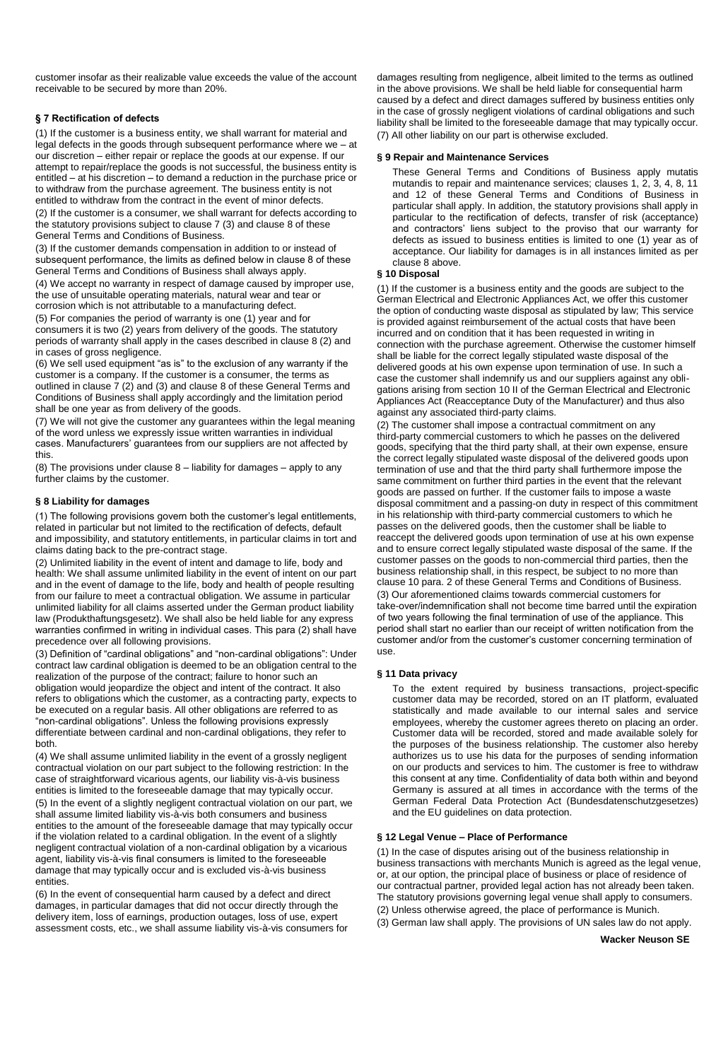customer insofar as their realizable value exceeds the value of the account receivable to be secured by more than 20%.

## § 7 Rectification of defects

(1) If the customer is a business entity, we shall warrant for material and legal defects in the goods through subsequent performance where we – at our discretion – either repair or replace the goods at our expense. If our attempt to repair/replace the goods is not successful, the business entity is entitled – at his discretion – to demand a reduction in the purchase price or to withdraw from the purchase agreement. The business entity is not entitled to withdraw from the contract in the event of minor defects.

(2) If the customer is a consumer, we shall warrant for defects according to the statutory provisions subject to clause 7 (3) and clause 8 of these General Terms and Conditions of Business.

(3) If the customer demands compensation in addition to or instead of subsequent performance, the limits as defined below in clause 8 of these General Terms and Conditions of Business shall always apply.

(4) We accept no warranty in respect of damage caused by improper use, the use of unsuitable operating materials, natural wear and tear or corrosion which is not attributable to a manufacturing defect.

(5) For companies the period of warranty is one (1) year and for consumers it is two (2) years from delivery of the goods. The statutory periods of warranty shall apply in the cases described in clause 8 (2) and in cases of gross negligence.

(6) We sell used equipment "as is" to the exclusion of any warranty if the customer is a company. If the customer is a consumer, the terms as outlined in clause 7 (2) and (3) and clause 8 of these General Terms and Conditions of Business shall apply accordingly and the limitation period shall be one year as from delivery of the goods.

(7) We will not give the customer any guarantees within the legal meaning of the word unless we expressly issue written warranties in individual cases. Manufacturers' guarantees from our suppliers are not affected by this.

(8) The provisions under clause 8 – liability for damages – apply to any further claims by the customer.

## § 8 Liability for damages

(1) The following provisions govern both the customer's legal entitlements, related in particular but not limited to the rectification of defects, default and impossibility, and statutory entitlements, in particular claims in tort and claims dating back to the pre-contract stage.

(2) Unlimited liability in the event of intent and damage to life, body and health: We shall assume unlimited liability in the event of intent on our part and in the event of damage to the life, body and health of people resulting from our failure to meet a contractual obligation. We assume in particular unlimited liability for all claims asserted under the German product liability law (Produkthaftungsgesetz). We shall also be held liable for any express warranties confirmed in writing in individual cases. This para (2) shall have precedence over all following provisions.

(3) Definition of "cardinal obligations" and "non-cardinal obligations": Under contract law cardinal obligation is deemed to be an obligation central to the realization of the purpose of the contract; failure to honor such an obligation would jeopardize the object and intent of the contract. It also refers to obligations which the customer, as a contracting party, expects to be executed on a regular basis. All other obligations are referred to as "non-cardinal obligations". Unless the following provisions expressly differentiate between cardinal and non-cardinal obligations, they refer to both.

(4) We shall assume unlimited liability in the event of a grossly negligent contractual violation on our part subject to the following restriction: In the case of straightforward vicarious agents, our liability vis-à-vis business entities is limited to the foreseeable damage that may typically occur.

(5) In the event of a slightly negligent contractual violation on our part, we shall assume limited liability vis-à-vis both consumers and business entities to the amount of the foreseeable damage that may typically occur if the violation related to a cardinal obligation. In the event of a slightly negligent contractual violation of a non-cardinal obligation by a vicarious agent, liability vis-à-vis final consumers is limited to the foreseeable damage that may typically occur and is excluded vis-à-vis business entities.

(6) In the event of consequential harm caused by a defect and direct damages, in particular damages that did not occur directly through the delivery item, loss of earnings, production outages, loss of use, expert assessment costs, etc., we shall assume liability vis-à-vis consumers for damages resulting from negligence, albeit limited to the terms as outlined in the above provisions. We shall be held liable for consequential harm caused by a defect and direct damages suffered by business entities only in the case of grossly negligent violations of cardinal obligations and such liability shall be limited to the foreseeable damage that may typically occur.

(7) All other liability on our part is otherwise excluded.

## § 9 Repair and Maintenance Services

These General Terms and Conditions of Business apply mutatis mutandis to repair and maintenance services; clauses 1, 2, 3, 4, 8, 11 and 12 of these General Terms and Conditions of Business in particular shall apply. In addition, the statutory provisions shall apply in particular to the rectification of defects, transfer of risk (acceptance) and contractors' liens subject to the proviso that our warranty for defects as issued to business entities is limited to one (1) year as of acceptance. Our liability for damages is in all instances limited as per clause 8 above.

## § 10 Disposal

(1) If the customer is a business entity and the goods are subject to the German Electrical and Electronic Appliances Act, we offer this customer the option of conducting waste disposal as stipulated by law; This service is provided against reimbursement of the actual costs that have been incurred and on condition that it has been requested in writing in connection with the purchase agreement. Otherwise the customer himself shall be liable for the correct legally stipulated waste disposal of the delivered goods at his own expense upon termination of use. In such a case the customer shall indemnify us and our suppliers against any obligations arising from section 10 II of the German Electrical and Electronic Appliances Act (Reacceptance Duty of the Manufacturer) and thus also against any associated third-party claims.

(2) The customer shall impose a contractual commitment on any third-party commercial customers to which he passes on the delivered goods, specifying that the third party shall, at their own expense, ensure the correct legally stipulated waste disposal of the delivered goods upon termination of use and that the third party shall furthermore impose the same commitment on further third parties in the event that the relevant goods are passed on further. If the customer fails to impose a waste disposal commitment and a passing-on duty in respect of this commitment in his relationship with third-party commercial customers to which he passes on the delivered goods, then the customer shall be liable to reaccept the delivered goods upon termination of use at his own expense and to ensure correct legally stipulated waste disposal of the same. If the customer passes on the goods to non-commercial third parties, then the business relationship shall, in this respect, be subject to no more than clause 10 para. 2 of these General Terms and Conditions of Business.

(3) Our aforementioned claims towards commercial customers for take-over/indemnification shall not become time barred until the expiration of two years following the final termination of use of the appliance. This period shall start no earlier than our receipt of written notification from the customer and/or from the customer's customer concerning termination of use.

## § 11 Data privacy

To the extent required by business transactions, project-specific customer data may be recorded, stored on an IT platform, evaluated statistically and made available to our internal sales and service employees, whereby the customer agrees thereto on placing an order. Customer data will be recorded, stored and made available solely for the purposes of the business relationship. The customer also hereby authorizes us to use his data for the purposes of sending information on our products and services to him. The customer is free to withdraw this consent at any time. Confidentiality of data both within and beyond Germany is assured at all times in accordance with the terms of the German Federal Data Protection Act (Bundesdatenschutzgesetzes) and the EU guidelines on data protection.

## § 12 Legal Venue – Place of Performance

(1) In the case of disputes arising out of the business relationship in business transactions with merchants Munich is agreed as the legal venue, or, at our option, the principal place of business or place of residence of our contractual partner, provided legal action has not already been taken. The statutory provisions governing legal venue shall apply to consumers.

(2) Unless otherwise agreed, the place of performance is Munich.

(3) German law shall apply. The provisions of UN sales law do not apply.

**Wacker Neuson SE**